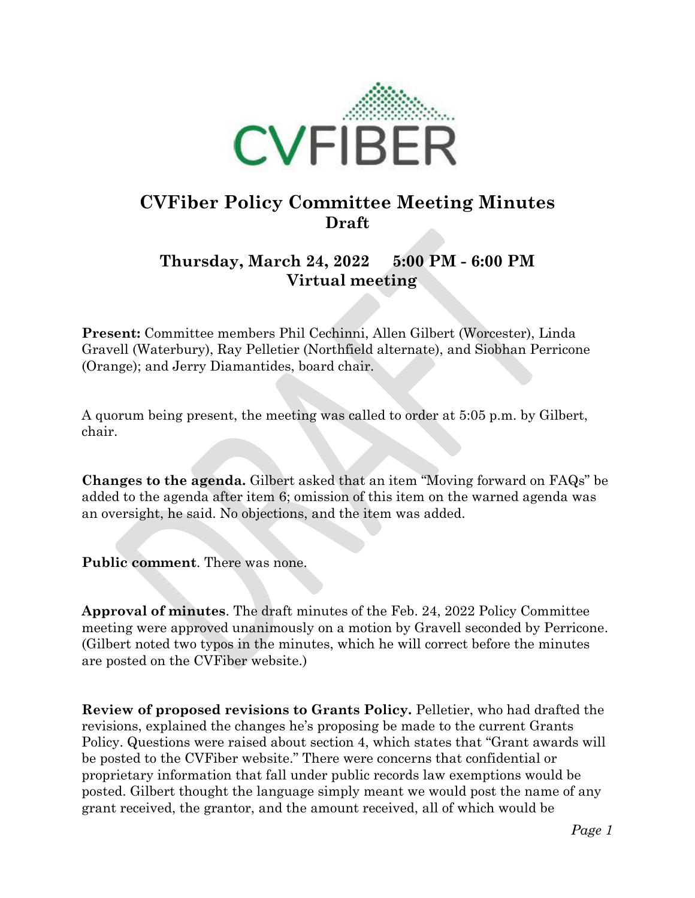# CVFiber Policy Committee Meeting Minutes
## Draft

### Thursday, March 24, 2022     5:00 PM - 6:00 PM
### Virtual meeting

**Present:** Committee members Phil Cechinni, Allen Gilbert (Worcester), Linda Gravell (Waterbury), Ray Pelletier (Northfield alternate), and Siobhan Perricone (Orange); and Jerry Diamantides, board chair.

A quorum being present, the meeting was called to order at 5:05 p.m. by Gilbert, chair.

**Changes to the agenda.** Gilbert asked that an item "Moving forward on FAQs" be added to the agenda after item 6; omission of this item on the warned agenda was an oversight, he said. No objections, and the item was added.

**Public comment**. There was none.

**Approval of minutes**. The draft minutes of the Feb. 24, 2022 Policy Committee meeting were approved unanimously on a motion by Gravell seconded by Perricone. (Gilbert noted two typos in the minutes, which he will correct before the minutes are posted on the CVFiber website.)

**Review of proposed revisions to Grants Policy.** Pelletier, who had drafted the revisions, explained the changes he's proposing be made to the current Grants Policy. Questions were raised about section 4, which states that "Grant awards will be posted to the CVFiber website." There were concerns that confidential or proprietary information that fall under public records law exemptions would be posted. Gilbert thought the language simply meant we would post the name of any grant received, the grantor, and the amount received, all of which would be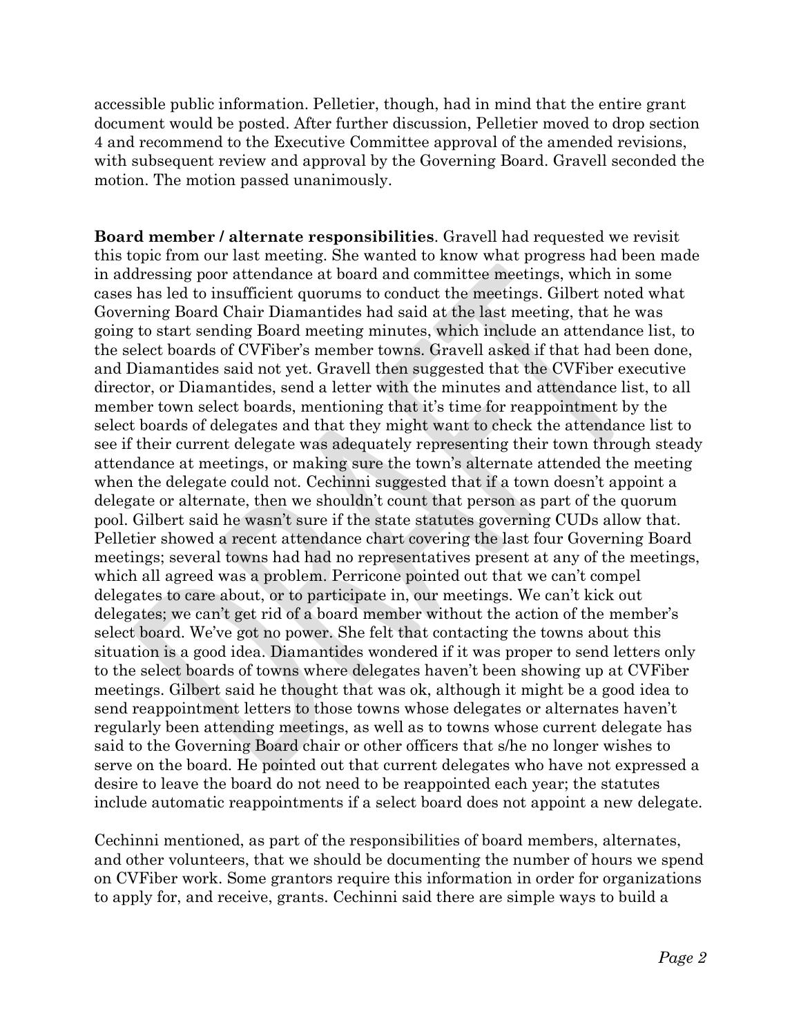accessible public information. Pelletier, though, had in mind that the entire grant document would be posted. After further discussion, Pelletier moved to drop section 4 and recommend to the Executive Committee approval of the amended revisions, with subsequent review and approval by the Governing Board. Gravell seconded the motion. The motion passed unanimously.

**Board member / alternate responsibilities**. Gravell had requested we revisit this topic from our last meeting. She wanted to know what progress had been made in addressing poor attendance at board and committee meetings, which in some cases has led to insufficient quorums to conduct the meetings. Gilbert noted what Governing Board Chair Diamantides had said at the last meeting, that he was going to start sending Board meeting minutes, which include an attendance list, to the select boards of CVFiber's member towns. Gravell asked if that had been done, and Diamantides said not yet. Gravell then suggested that the CVFiber executive director, or Diamantides, send a letter with the minutes and attendance list, to all member town select boards, mentioning that it's time for reappointment by the select boards of delegates and that they might want to check the attendance list to see if their current delegate was adequately representing their town through steady attendance at meetings, or making sure the town's alternate attended the meeting when the delegate could not. Cechinni suggested that if a town doesn't appoint a delegate or alternate, then we shouldn't count that person as part of the quorum pool. Gilbert said he wasn't sure if the state statutes governing CUDs allow that. Pelletier showed a recent attendance chart covering the last four Governing Board meetings; several towns had had no representatives present at any of the meetings, which all agreed was a problem. Perricone pointed out that we can't compel delegates to care about, or to participate in, our meetings. We can't kick out delegates; we can't get rid of a board member without the action of the member's select board. We've got no power. She felt that contacting the towns about this situation is a good idea. Diamantides wondered if it was proper to send letters only to the select boards of towns where delegates haven't been showing up at CVFiber meetings. Gilbert said he thought that was ok, although it might be a good idea to send reappointment letters to those towns whose delegates or alternates haven't regularly been attending meetings, as well as to towns whose current delegate has said to the Governing Board chair or other officers that s/he no longer wishes to serve on the board. He pointed out that current delegates who have not expressed a desire to leave the board do not need to be reappointed each year; the statutes include automatic reappointments if a select board does not appoint a new delegate.

Cechinni mentioned, as part of the responsibilities of board members, alternates, and other volunteers, that we should be documenting the number of hours we spend on CVFiber work. Some grantors require this information in order for organizations to apply for, and receive, grants. Cechinni said there are simple ways to build a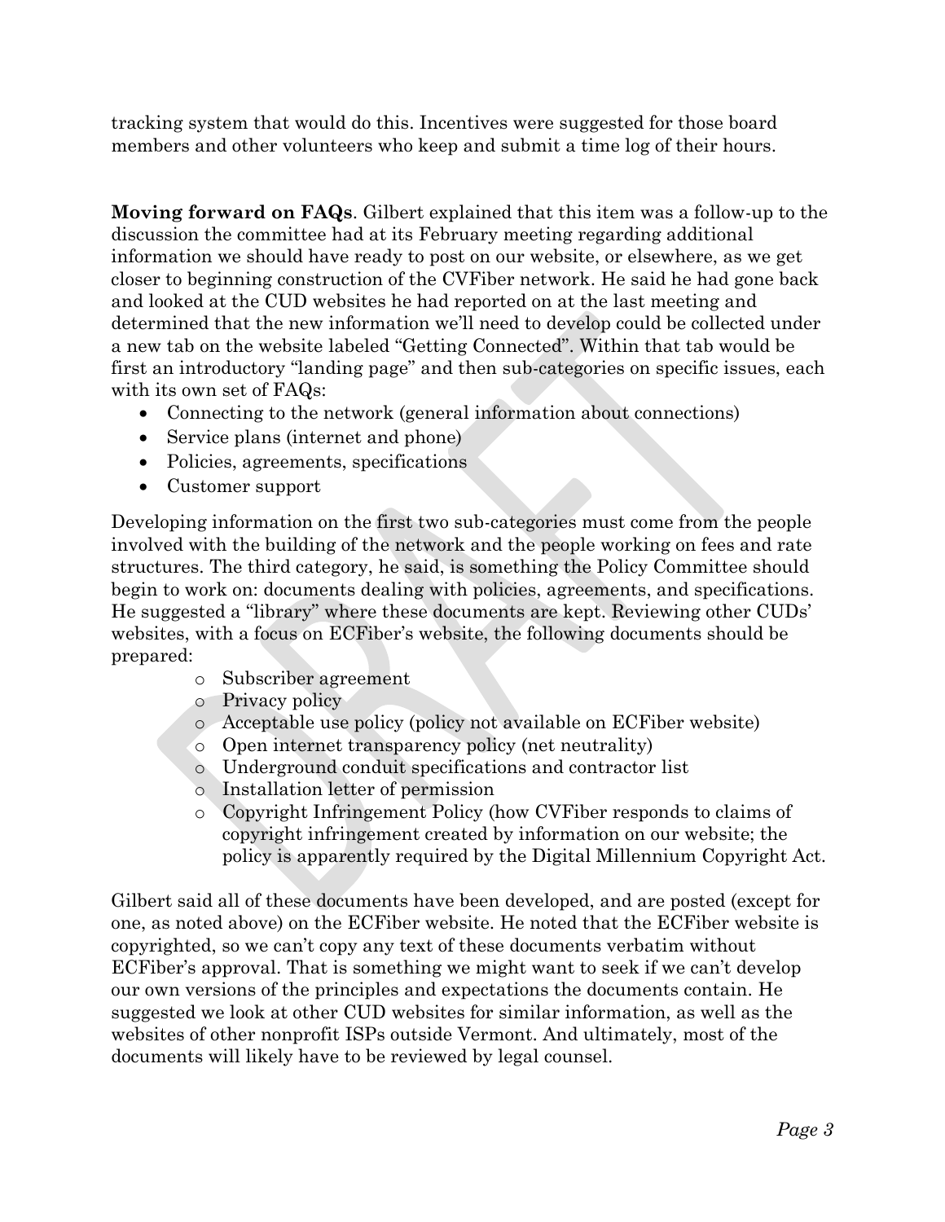tracking system that would do this. Incentives were suggested for those board members and other volunteers who keep and submit a time log of their hours.

**Moving forward on FAQs**. Gilbert explained that this item was a follow-up to the discussion the committee had at its February meeting regarding additional information we should have ready to post on our website, or elsewhere, as we get closer to beginning construction of the CVFiber network. He said he had gone back and looked at the CUD websites he had reported on at the last meeting and determined that the new information we'll need to develop could be collected under a new tab on the website labeled "Getting Connected". Within that tab would be first an introductory "landing page" and then sub-categories on specific issues, each with its own set of FAQs:

- Connecting to the network (general information about connections)
- Service plans (internet and phone)
- Policies, agreements, specifications
- Customer support

Developing information on the first two sub-categories must come from the people involved with the building of the network and the people working on fees and rate structures. The third category, he said, is something the Policy Committee should begin to work on: documents dealing with policies, agreements, and specifications. He suggested a "library" where these documents are kept. Reviewing other CUDs' websites, with a focus on ECFiber's website, the following documents should be prepared:

- Subscriber agreement
- Privacy policy
- Acceptable use policy (policy not available on ECFiber website)
- Open internet transparency policy (net neutrality)
- Underground conduit specifications and contractor list
- Installation letter of permission
- Copyright Infringement Policy (how CVFiber responds to claims of copyright infringement created by information on our website; the policy is apparently required by the Digital Millennium Copyright Act.

Gilbert said all of these documents have been developed, and are posted (except for one, as noted above) on the ECFiber website. He noted that the ECFiber website is copyrighted, so we can't copy any text of these documents verbatim without ECFiber's approval. That is something we might want to seek if we can't develop our own versions of the principles and expectations the documents contain. He suggested we look at other CUD websites for similar information, as well as the websites of other nonprofit ISPs outside Vermont. And ultimately, most of the documents will likely have to be reviewed by legal counsel.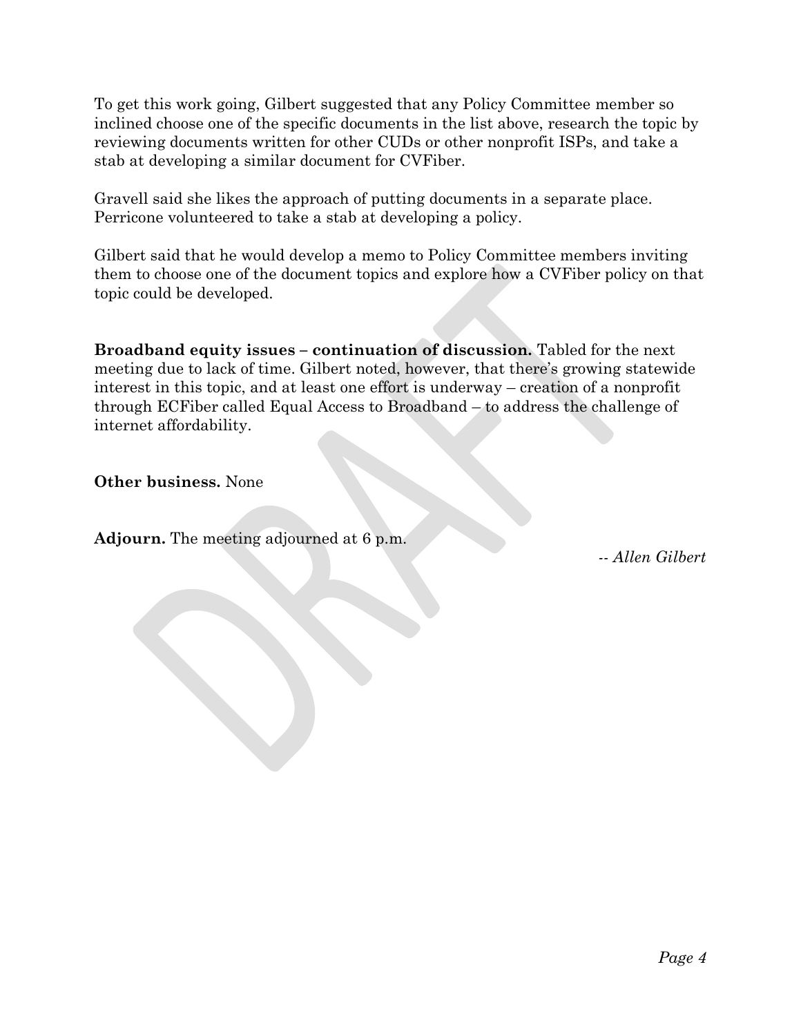To get this work going, Gilbert suggested that any Policy Committee member so inclined choose one of the specific documents in the list above, research the topic by reviewing documents written for other CUDs or other nonprofit ISPs, and take a stab at developing a similar document for CVFiber.

Gravell said she likes the approach of putting documents in a separate place. Perricone volunteered to take a stab at developing a policy.

Gilbert said that he would develop a memo to Policy Committee members inviting them to choose one of the document topics and explore how a CVFiber policy on that topic could be developed.

**Broadband equity issues – continuation of discussion.** Tabled for the next meeting due to lack of time. Gilbert noted, however, that there's growing statewide interest in this topic, and at least one effort is underway – creation of a nonprofit through ECFiber called Equal Access to Broadband – to address the challenge of internet affordability.

**Other business.** None

**Adjourn.** The meeting adjourned at 6 p.m.

*-- Allen Gilbert*